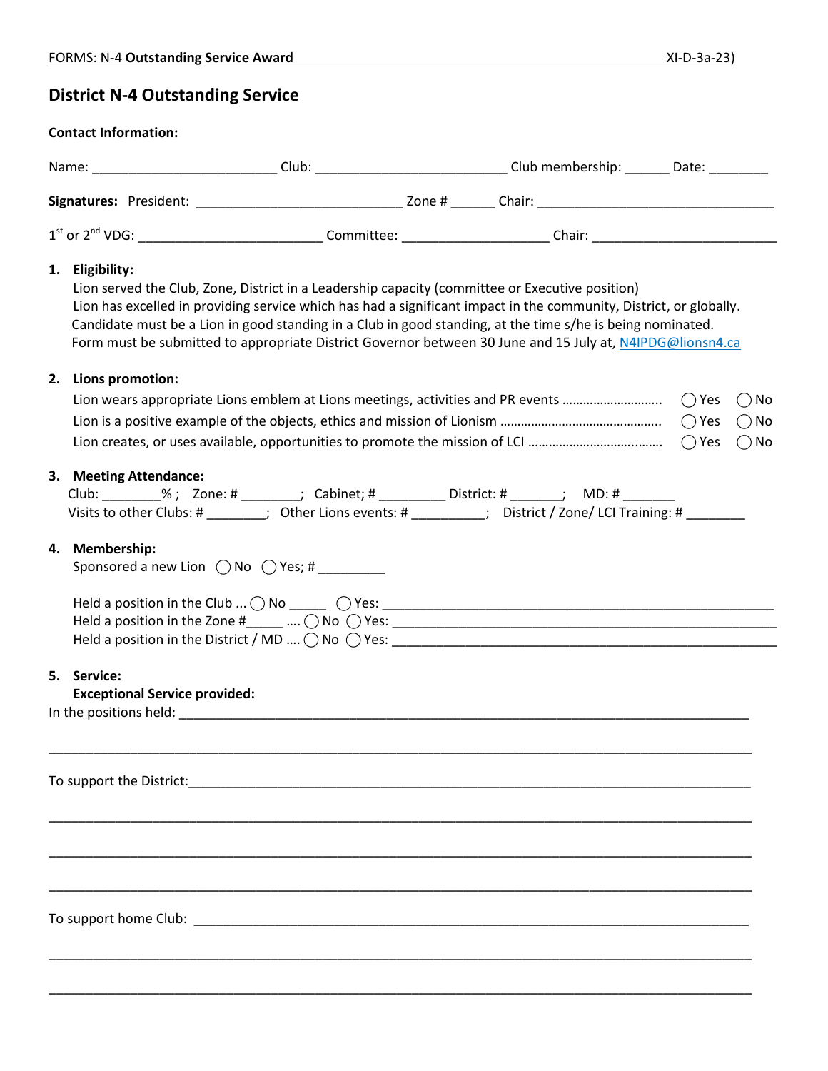FORMS: N-4 **Outstanding Service Award** XI-D-3a-23)

## District N-4 Outstanding Service

**Contact Information:**

Name: ________________________ Club: _________________________ Club membership: ______ Date: ________

**Signatures:** President: ___________________________ Zone # ______ Chair: _______________________________

1st or 2nd VDG: ________________________ Committee: ___________________ Chair: ________________________

1. **Eligibility:**
   Lion served the Club, Zone, District in a Leadership capacity (committee or Executive position)
   Lion has excelled in providing service which has had a significant impact in the community, District, or globally.
   Candidate must be a Lion in good standing in a Club in good standing, at the time s/he is being nominated.
   Form must be submitted to appropriate District Governor between 30 June and 15 July at, N4IPDG@lionsn4.ca

2. **Lions promotion:**
   Lion wears appropriate Lions emblem at Lions meetings, activities and PR events ……………………….. ◯ Yes ◯ No
   Lion is a positive example of the objects, ethics and mission of Lionism ……………………………………….. ◯ Yes ◯ No
   Lion creates, or uses available, opportunities to promote the mission of LCI ………………………………. ◯ Yes ◯ No

3. **Meeting Attendance:**
   Club: ________% ; Zone: # ________; Cabinet; # _________ District: # _______; MD: # _______
   Visits to other Clubs: # ________; Other Lions events: # __________; District / Zone/ LCI Training: # ________

4. **Membership:**
   Sponsored a new Lion ◯ No ◯ Yes; # _________

   Held a position in the Club ... ◯ No _____ ◯ Yes: ___________________________________________________
   Held a position in the Zone #_____ …. ◯ No ◯ Yes: ___________________________________________________
   Held a position in the District / MD …. ◯ No ◯ Yes: ___________________________________________________

5. **Service:**
   **Exceptional Service provided:**

In the positions held: ___________________________________________________________________________

______________________________________________________________________________________________

To support the District:__________________________________________________________________________

______________________________________________________________________________________________

______________________________________________________________________________________________

______________________________________________________________________________________________

To support home Club: __________________________________________________________________________

______________________________________________________________________________________________

______________________________________________________________________________________________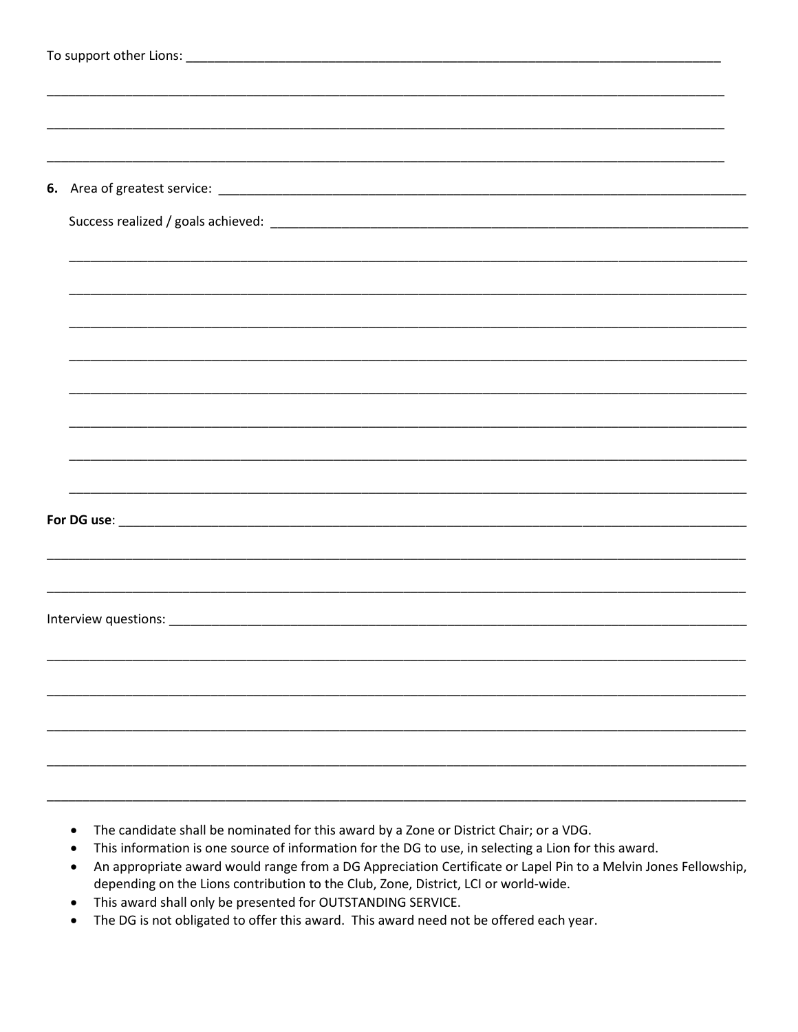To support other Lions: ____________________________________________________________

____________________________________________________________

____________________________________________________________

____________________________________________________________

6. Area of greatest service: ____________________________________________________________

   Success realized / goals achieved: ____________________________________________________________

   ____________________________________________________________

   ____________________________________________________________

   ____________________________________________________________

   ____________________________________________________________

   ____________________________________________________________

   ____________________________________________________________

   ____________________________________________________________

   ____________________________________________________________

**For DG use**: ____________________________________________________________

____________________________________________________________

____________________________________________________________

Interview questions: ____________________________________________________________

____________________________________________________________

____________________________________________________________

____________________________________________________________

____________________________________________________________

____________________________________________________________

- The candidate shall be nominated for this award by a Zone or District Chair; or a VDG.
- This information is one source of information for the DG to use, in selecting a Lion for this award.
- An appropriate award would range from a DG Appreciation Certificate or Lapel Pin to a Melvin Jones Fellowship, depending on the Lions contribution to the Club, Zone, District, LCI or world-wide.
- This award shall only be presented for OUTSTANDING SERVICE.
- The DG is not obligated to offer this award. This award need not be offered each year.